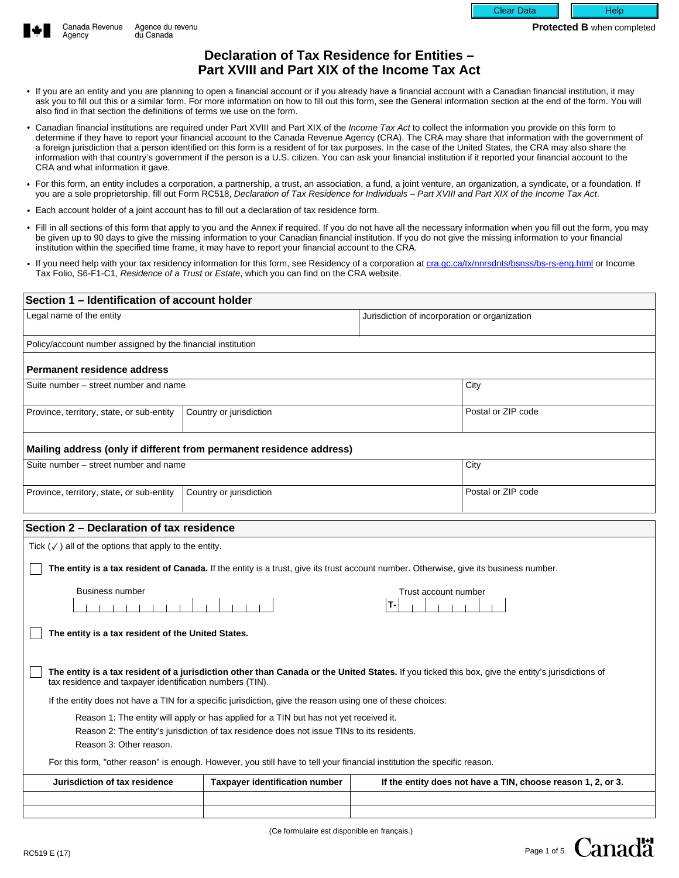Clear Data | Help

Canada Revenue Agency / Agence du revenu du Canada

**Protected B** when completed

# Declaration of Tax Residence for Entities – Part XVIII and Part XIX of the Income Tax Act

- If you are an entity and you are planning to open a financial account or if you already have a financial account with a Canadian financial institution, it may ask you to fill out this or a similar form. For more information on how to fill out this form, see the General information section at the end of the form. You will also find in that section the definitions of terms we use on the form.
- Canadian financial institutions are required under Part XVIII and Part XIX of the *Income Tax Act* to collect the information you provide on this form to determine if they have to report your financial account to the Canada Revenue Agency (CRA). The CRA may share that information with the government of a foreign jurisdiction that a person identified on this form is a resident of for tax purposes. In the case of the United States, the CRA may also share the information with that country's government if the person is a U.S. citizen. You can ask your financial institution if it reported your financial account to the CRA and what information it gave.
- For this form, an entity includes a corporation, a partnership, a trust, an association, a fund, a joint venture, an organization, a syndicate, or a foundation. If you are a sole proprietorship, fill out Form RC518, *Declaration of Tax Residence for Individuals – Part XVIII and Part XIX of the Income Tax Act*.
- Each account holder of a joint account has to fill out a declaration of tax residence form.
- Fill in all sections of this form that apply to you and the Annex if required. If you do not have all the necessary information when you fill out the form, you may be given up to 90 days to give the missing information to your Canadian financial institution. If you do not give the missing information to your financial institution within the specified time frame, it may have to report your financial account to the CRA.
- If you need help with your tax residency information for this form, see Residency of a corporation at cra.gc.ca/tx/nnrsdnts/bsnss/bs-rs-eng.html or Income Tax Folio, S6-F1-C1, *Residence of a Trust or Estate*, which you can find on the CRA website.

## Section 1 – Identification of account holder

| Legal name of the entity | Jurisdiction of incorporation or organization |
|---|---|
| | |

Policy/account number assigned by the financial institution

### Permanent residence address

| Suite number – street number and name | | City |
|---|---|---|
| **Province, territory, state, or sub-entity** | **Country or jurisdiction** | **Postal or ZIP code** |

### Mailing address (only if different from permanent residence address)

| Suite number – street number and name | | City |
|---|---|---|
| **Province, territory, state, or sub-entity** | **Country or jurisdiction** | **Postal or ZIP code** |

## Section 2 – Declaration of tax residence

Tick (✓) all of the options that apply to the entity.

☐ **The entity is a tax resident of Canada.** If the entity is a trust, give its trust account number. Otherwise, give its business number.

Business number: ____________  Trust account number: T-________

☐ **The entity is a tax resident of the United States.**

☐ **The entity is a tax resident of a jurisdiction other than Canada or the United States.** If you ticked this box, give the entity's jurisdictions of tax residence and taxpayer identification numbers (TIN).

If the entity does not have a TIN for a specific jurisdiction, give the reason using one of these choices:

Reason 1: The entity will apply or has applied for a TIN but has not yet received it.
Reason 2: The entity's jurisdiction of tax residence does not issue TINs to its residents.
Reason 3: Other reason.

For this form, "other reason" is enough. However, you still have to tell your financial institution the specific reason.

| Jurisdiction of tax residence | Taxpayer identification number | If the entity does not have a TIN, choose reason 1, 2, or 3. |
|---|---|---|
| | | |
| | | |

(Ce formulaire est disponible en français.)

RC519 E (17)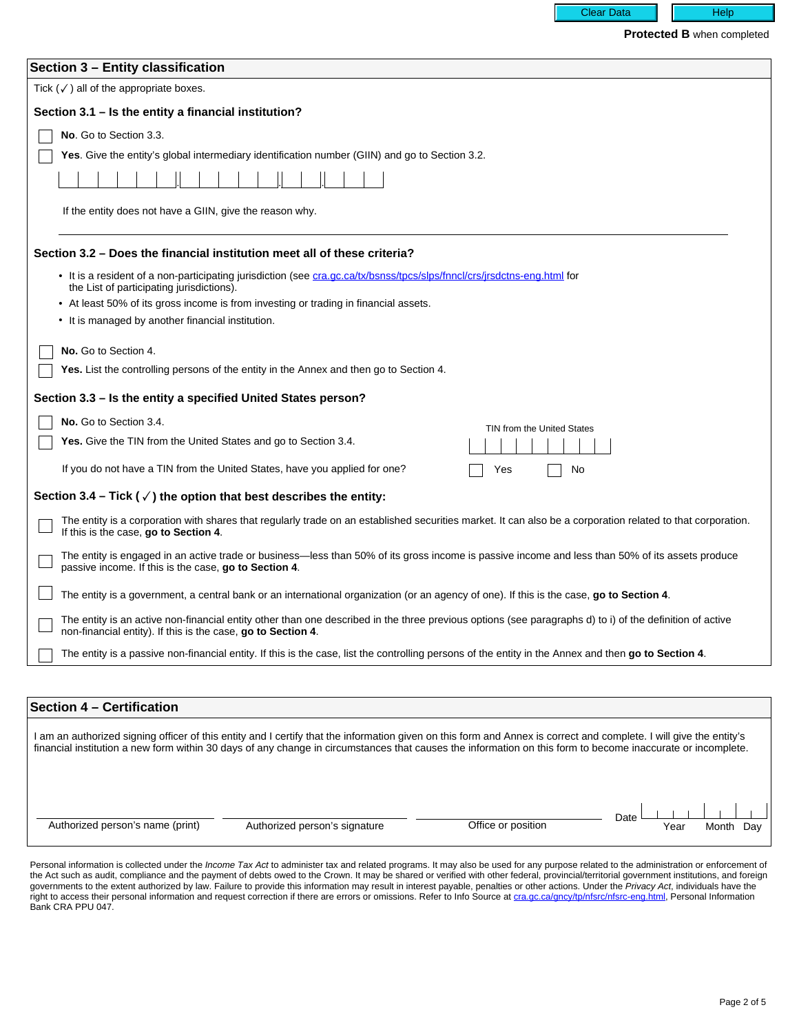**Protected B** when completed

## Section 3 – Entity classification

Tick (✓) all of the appropriate boxes.

### Section 3.1 – Is the entity a financial institution?

☐ **No**. Go to Section 3.3.

☐ **Yes**. Give the entity's global intermediary identification number (GIIN) and go to Section 3.2.

\_ \_ \_ \_ \_ \_ . \_ \_ \_ \_ \_ . \_ \_ . \_ \_ \_

If the entity does not have a GIIN, give the reason why.

\_\_\_\_\_\_\_\_\_\_\_\_\_\_\_\_\_\_\_\_\_\_\_\_\_\_\_\_\_\_\_\_\_\_\_\_\_\_\_\_

### Section 3.2 – Does the financial institution meet all of these criteria?

- It is a resident of a non-participating jurisdiction (see cra.gc.ca/tx/bsnss/tpcs/slps/fnncl/crs/jrsdctns-eng.html for the List of participating jurisdictions).
- At least 50% of its gross income is from investing or trading in financial assets.
- It is managed by another financial institution.

☐ **No.** Go to Section 4.

☐ **Yes.** List the controlling persons of the entity in the Annex and then go to Section 4.

### Section 3.3 – Is the entity a specified United States person?

☐ **No.** Go to Section 3.4.

☐ **Yes.** Give the TIN from the United States and go to Section 3.4.

TIN from the United States \_ \_ \_ \_ \_ \_ \_ \_ \_

If you do not have a TIN from the United States, have you applied for one? ☐ Yes ☐ No

### Section 3.4 – Tick (✓) the option that best describes the entity:

☐ The entity is a corporation with shares that regularly trade on an established securities market. It can also be a corporation related to that corporation. If this is the case, **go to Section 4**.

☐ The entity is engaged in an active trade or business—less than 50% of its gross income is passive income and less than 50% of its assets produce passive income. If this is the case, **go to Section 4**.

☐ The entity is a government, a central bank or an international organization (or an agency of one). If this is the case, **go to Section 4**.

☐ The entity is an active non-financial entity other than one described in the three previous options (see paragraphs d) to i) of the definition of active non-financial entity). If this is the case, **go to Section 4**.

☐ The entity is a passive non-financial entity. If this is the case, list the controlling persons of the entity in the Annex and then **go to Section 4**.

## Section 4 – Certification

I am an authorized signing officer of this entity and I certify that the information given on this form and Annex is correct and complete. I will give the entity's financial institution a new form within 30 days of any change in circumstances that causes the information on this form to become inaccurate or incomplete.

| Authorized person's name (print) | Authorized person's signature | Office or position | Date (Year / Month / Day) |
|---|---|---|---|
| | | | |

Personal information is collected under the *Income Tax Act* to administer tax and related programs. It may also be used for any purpose related to the administration or enforcement of the Act such as audit, compliance and the payment of debts owed to the Crown. It may be shared or verified with other federal, provincial/territorial government institutions, and foreign governments to the extent authorized by law. Failure to provide this information may result in interest payable, penalties or other actions. Under the *Privacy Act*, individuals have the right to access their personal information and request correction if there are errors or omissions. Refer to Info Source at cra.gc.ca/gncy/tp/nfsrc/nfsrc-eng.html, Personal Information Bank CRA PPU 047.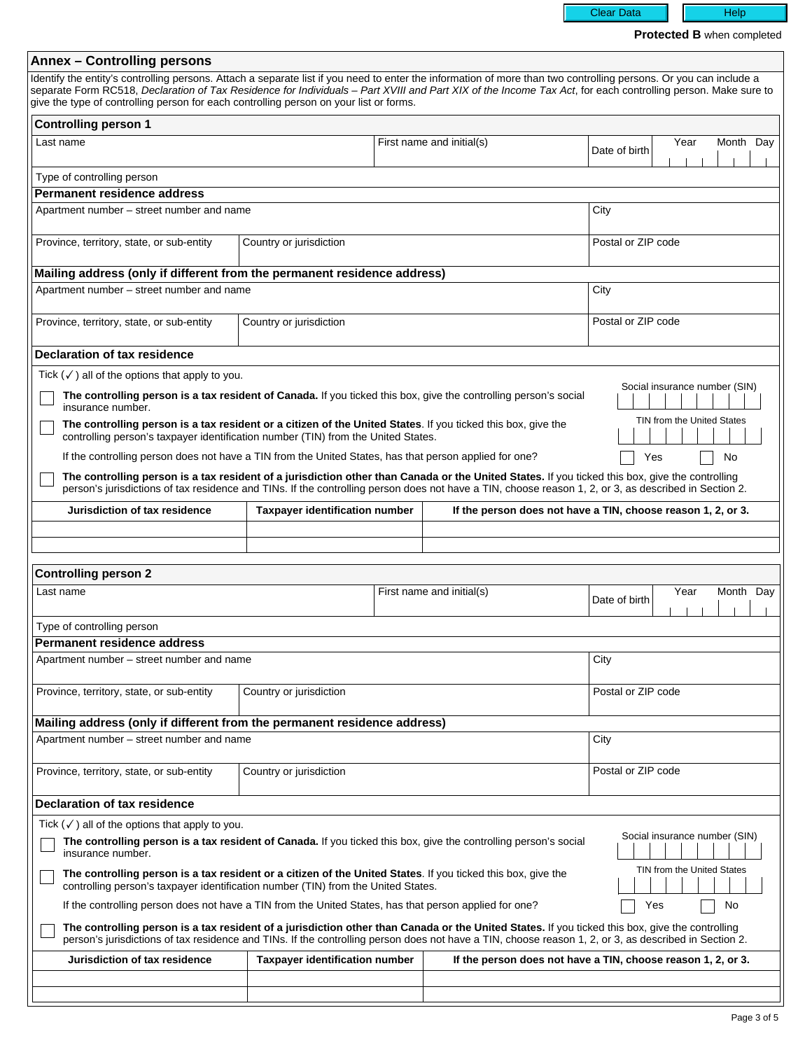Protected B when completed

## Annex – Controlling persons

Identify the entity's controlling persons. Attach a separate list if you need to enter the information of more than two controlling persons. Or you can include a separate Form RC518, *Declaration of Tax Residence for Individuals – Part XVIII and Part XIX of the Income Tax Act*, for each controlling person. Make sure to give the type of controlling person for each controlling person on your list or forms.

### Controlling person 1

| Last name | First name and initial(s) | Date of birth (Year / Month / Day) |
|---|---|---|
| | | |

Type of controlling person

**Permanent residence address**

| Apartment number – street number and name | | City |
|---|---|---|
| | | |
| **Province, territory, state, or sub-entity** | **Country or jurisdiction** | **Postal or ZIP code** |
| | | |

**Mailing address (only if different from the permanent residence address)**

| Apartment number – street number and name | | City |
|---|---|---|
| | | |
| **Province, territory, state, or sub-entity** | **Country or jurisdiction** | **Postal or ZIP code** |
| | | |

**Declaration of tax residence**

Tick (✓) all of the options that apply to you.

☐ **The controlling person is a tax resident of Canada.** If you ticked this box, give the controlling person's social insurance number.

Social insurance number (SIN)

☐ **The controlling person is a tax resident or a citizen of the United States**. If you ticked this box, give the controlling person's taxpayer identification number (TIN) from the United States.

TIN from the United States

If the controlling person does not have a TIN from the United States, has that person applied for one? ☐ Yes ☐ No

☐ **The controlling person is a tax resident of a jurisdiction other than Canada or the United States.** If you ticked this box, give the controlling person's jurisdictions of tax residence and TINs. If the controlling person does not have a TIN, choose reason 1, 2, or 3, as described in Section 2.

| Jurisdiction of tax residence | Taxpayer identification number | If the person does not have a TIN, choose reason 1, 2, or 3. |
|---|---|---|
| | | |
| | | |

### Controlling person 2

| Last name | First name and initial(s) | Date of birth (Year / Month / Day) |
|---|---|---|
| | | |

Type of controlling person

**Permanent residence address**

| Apartment number – street number and name | | City |
|---|---|---|
| | | |
| **Province, territory, state, or sub-entity** | **Country or jurisdiction** | **Postal or ZIP code** |
| | | |

**Mailing address (only if different from the permanent residence address)**

| Apartment number – street number and name | | City |
|---|---|---|
| | | |
| **Province, territory, state, or sub-entity** | **Country or jurisdiction** | **Postal or ZIP code** |
| | | |

**Declaration of tax residence**

Tick (✓) all of the options that apply to you.

☐ **The controlling person is a tax resident of Canada.** If you ticked this box, give the controlling person's social insurance number.

Social insurance number (SIN)

☐ **The controlling person is a tax resident or a citizen of the United States**. If you ticked this box, give the controlling person's taxpayer identification number (TIN) from the United States.

TIN from the United States

If the controlling person does not have a TIN from the United States, has that person applied for one? ☐ Yes ☐ No

☐ **The controlling person is a tax resident of a jurisdiction other than Canada or the United States.** If you ticked this box, give the controlling person's jurisdictions of tax residence and TINs. If the controlling person does not have a TIN, choose reason 1, 2, or 3, as described in Section 2.

| Jurisdiction of tax residence | Taxpayer identification number | If the person does not have a TIN, choose reason 1, 2, or 3. |
|---|---|---|
| | | |
| | | |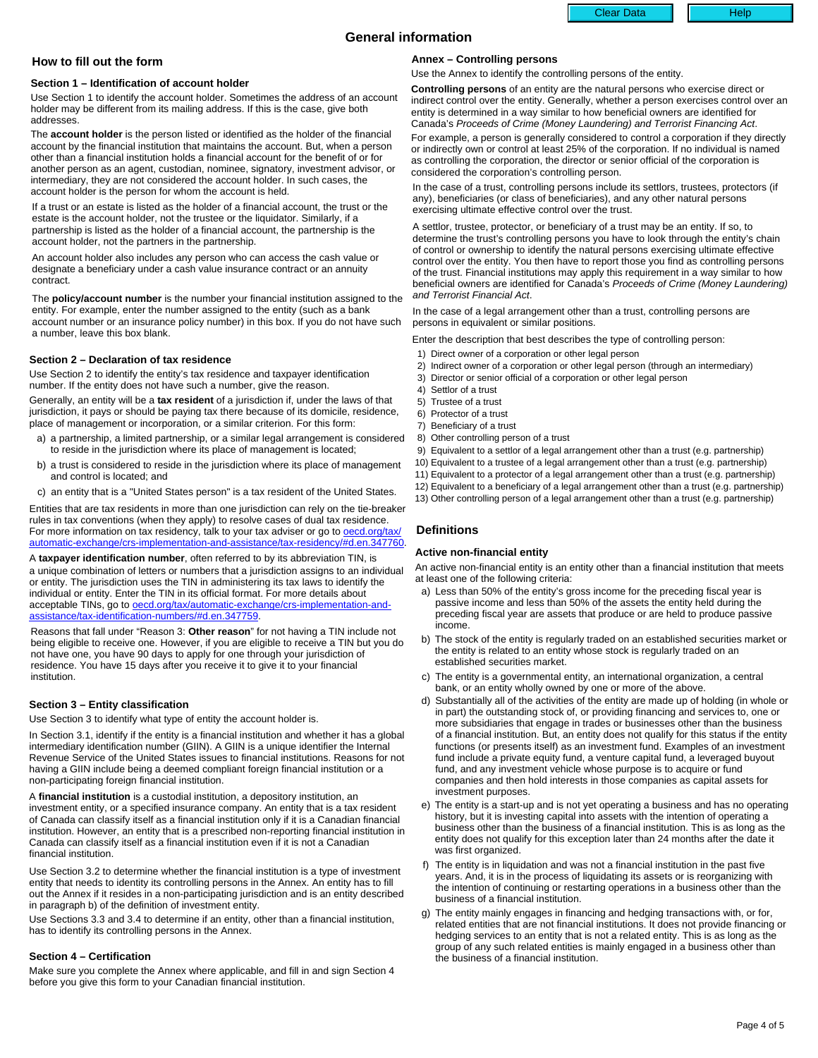# General information

## How to fill out the form

### Section 1 – Identification of account holder

Use Section 1 to identify the account holder. Sometimes the address of an account holder may be different from its mailing address. If this is the case, give both addresses.

The **account holder** is the person listed or identified as the holder of the financial account by the financial institution that maintains the account. But, when a person other than a financial institution holds a financial account for the benefit of or for another person as an agent, custodian, nominee, signatory, investment advisor, or intermediary, they are not considered the account holder. In such cases, the account holder is the person for whom the account is held.

If a trust or an estate is listed as the holder of a financial account, the trust or the estate is the account holder, not the trustee or the liquidator. Similarly, if a partnership is listed as the holder of a financial account, the partnership is the account holder, not the partners in the partnership.

An account holder also includes any person who can access the cash value or designate a beneficiary under a cash value insurance contract or an annuity contract.

The **policy/account number** is the number your financial institution assigned to the entity. For example, enter the number assigned to the entity (such as a bank account number or an insurance policy number) in this box. If you do not have such a number, leave this box blank.

### Section 2 – Declaration of tax residence

Use Section 2 to identify the entity's tax residence and taxpayer identification number. If the entity does not have such a number, give the reason.

Generally, an entity will be a **tax resident** of a jurisdiction if, under the laws of that jurisdiction, it pays or should be paying tax there because of its domicile, residence, place of management or incorporation, or a similar criterion. For this form:

a) a partnership, a limited partnership, or a similar legal arrangement is considered to reside in the jurisdiction where its place of management is located;

b) a trust is considered to reside in the jurisdiction where its place of management and control is located; and

c) an entity that is a "United States person" is a tax resident of the United States.

Entities that are tax residents in more than one jurisdiction can rely on the tie-breaker rules in tax conventions (when they apply) to resolve cases of dual tax residence. For more information on tax residency, talk to your tax adviser or go to oecd.org/tax/automatic-exchange/crs-implementation-and-assistance/tax-residency/#d.en.347760.

A **taxpayer identification number**, often referred to by its abbreviation TIN, is a unique combination of letters or numbers that a jurisdiction assigns to an individual or entity. The jurisdiction uses the TIN in administering its tax laws to identify the individual or entity. Enter the TIN in its official format. For more details about acceptable TINs, go to oecd.org/tax/automatic-exchange/crs-implementation-and-assistance/tax-identification-numbers/#d.en.347759.

Reasons that fall under "Reason 3: **Other reason**" for not having a TIN include not being eligible to receive one. However, if you are eligible to receive a TIN but you do not have one, you have 90 days to apply for one through your jurisdiction of residence. You have 15 days after you receive it to give it to your financial institution.

### Section 3 – Entity classification

Use Section 3 to identify what type of entity the account holder is.

In Section 3.1, identify if the entity is a financial institution and whether it has a global intermediary identification number (GIIN). A GIIN is a unique identifier the Internal Revenue Service of the United States issues to financial institutions. Reasons for not having a GIIN include being a deemed compliant foreign financial institution or a non-participating foreign financial institution.

A **financial institution** is a custodial institution, a depository institution, an investment entity, or a specified insurance company. An entity that is a tax resident of Canada can classify itself as a financial institution only if it is a Canadian financial institution. However, an entity that is a prescribed non-reporting financial institution in Canada can classify itself as a financial institution even if it is not a Canadian financial institution.

Use Section 3.2 to determine whether the financial institution is a type of investment entity that needs to identity its controlling persons in the Annex. An entity has to fill out the Annex if it resides in a non-participating jurisdiction and is an entity described in paragraph b) of the definition of investment entity.

Use Sections 3.3 and 3.4 to determine if an entity, other than a financial institution, has to identify its controlling persons in the Annex.

### Section 4 – Certification

Make sure you complete the Annex where applicable, and fill in and sign Section 4 before you give this form to your Canadian financial institution.

### Annex – Controlling persons

Use the Annex to identify the controlling persons of the entity.

**Controlling persons** of an entity are the natural persons who exercise direct or indirect control over the entity. Generally, whether a person exercises control over an entity is determined in a way similar to how beneficial owners are identified for Canada's *Proceeds of Crime (Money Laundering) and Terrorist Financing Act*.

For example, a person is generally considered to control a corporation if they directly or indirectly own or control at least 25% of the corporation. If no individual is named as controlling the corporation, the director or senior official of the corporation is considered the corporation's controlling person.

In the case of a trust, controlling persons include its settlors, trustees, protectors (if any), beneficiaries (or class of beneficiaries), and any other natural persons exercising ultimate effective control over the trust.

A settlor, trustee, protector, or beneficiary of a trust may be an entity. If so, to determine the trust's controlling persons you have to look through the entity's chain of control or ownership to identify the natural persons exercising ultimate effective control over the entity. You then have to report those you find as controlling persons of the trust. Financial institutions may apply this requirement in a way similar to how beneficial owners are identified for Canada's *Proceeds of Crime (Money Laundering) and Terrorist Financial Act*.

In the case of a legal arrangement other than a trust, controlling persons are persons in equivalent or similar positions.

Enter the description that best describes the type of controlling person:

1) Direct owner of a corporation or other legal person
2) Indirect owner of a corporation or other legal person (through an intermediary)
3) Director or senior official of a corporation or other legal person
4) Settlor of a trust
5) Trustee of a trust
6) Protector of a trust
7) Beneficiary of a trust
8) Other controlling person of a trust
9) Equivalent to a settlor of a legal arrangement other than a trust (e.g. partnership)
10) Equivalent to a trustee of a legal arrangement other than a trust (e.g. partnership)
11) Equivalent to a protector of a legal arrangement other than a trust (e.g. partnership)
12) Equivalent to a beneficiary of a legal arrangement other than a trust (e.g. partnership)
13) Other controlling person of a legal arrangement other than a trust (e.g. partnership)

## Definitions

### Active non-financial entity

An active non-financial entity is an entity other than a financial institution that meets at least one of the following criteria:

a) Less than 50% of the entity's gross income for the preceding fiscal year is passive income and less than 50% of the assets the entity held during the preceding fiscal year are assets that produce or are held to produce passive income.

b) The stock of the entity is regularly traded on an established securities market or the entity is related to an entity whose stock is regularly traded on an established securities market.

c) The entity is a governmental entity, an international organization, a central bank, or an entity wholly owned by one or more of the above.

d) Substantially all of the activities of the entity are made up of holding (in whole or in part) the outstanding stock of, or providing financing and services to, one or more subsidiaries that engage in trades or businesses other than the business of a financial institution. But, an entity does not qualify for this status if the entity functions (or presents itself) as an investment fund. Examples of an investment fund include a private equity fund, a venture capital fund, a leveraged buyout fund, and any investment vehicle whose purpose is to acquire or fund companies and then hold interests in those companies as capital assets for investment purposes.

e) The entity is a start-up and is not yet operating a business and has no operating history, but it is investing capital into assets with the intention of operating a business other than the business of a financial institution. This is as long as the entity does not qualify for this exception later than 24 months after the date it was first organized.

f) The entity is in liquidation and was not a financial institution in the past five years. And, it is in the process of liquidating its assets or is reorganizing with the intention of continuing or restarting operations in a business other than the business of a financial institution.

g) The entity mainly engages in financing and hedging transactions with, or for, related entities that are not financial institutions. It does not provide financing or hedging services to an entity that is not a related entity. This is as long as the group of any such related entities is mainly engaged in a business other than the business of a financial institution.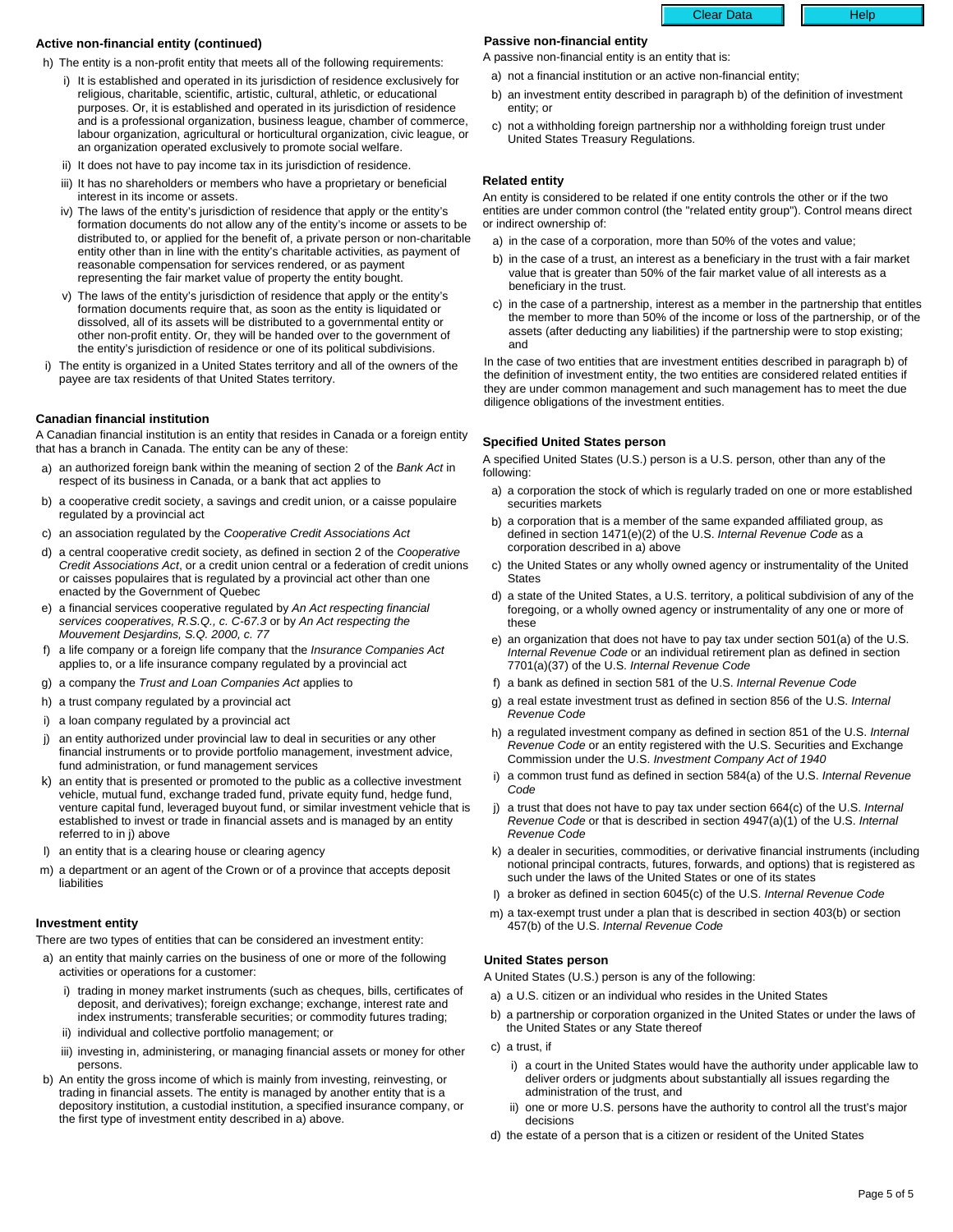### Active non-financial entity (continued)

h) The entity is a non-profit entity that meets all of the following requirements:

   i) It is established and operated in its jurisdiction of residence exclusively for religious, charitable, scientific, artistic, cultural, athletic, or educational purposes. Or, it is established and operated in its jurisdiction of residence and is a professional organization, business league, chamber of commerce, labour organization, agricultural or horticultural organization, civic league, or an organization operated exclusively to promote social welfare.

   ii) It does not have to pay income tax in its jurisdiction of residence.

   iii) It has no shareholders or members who have a proprietary or beneficial interest in its income or assets.

   iv) The laws of the entity's jurisdiction of residence that apply or the entity's formation documents do not allow any of the entity's income or assets to be distributed to, or applied for the benefit of, a private person or non-charitable entity other than in line with the entity's charitable activities, as payment of reasonable compensation for services rendered, or as payment representing the fair market value of property the entity bought.

   v) The laws of the entity's jurisdiction of residence that apply or the entity's formation documents require that, as soon as the entity is liquidated or dissolved, all of its assets will be distributed to a governmental entity or other non-profit entity. Or, they will be handed over to the government of the entity's jurisdiction of residence or one of its political subdivisions.

i) The entity is organized in a United States territory and all of the owners of the payee are tax residents of that United States territory.

### Canadian financial institution

A Canadian financial institution is an entity that resides in Canada or a foreign entity that has a branch in Canada. The entity can be any of these:

a) an authorized foreign bank within the meaning of section 2 of the *Bank Act* in respect of its business in Canada, or a bank that act applies to

b) a cooperative credit society, a savings and credit union, or a caisse populaire regulated by a provincial act

c) an association regulated by the *Cooperative Credit Associations Act*

d) a central cooperative credit society, as defined in section 2 of the *Cooperative Credit Associations Act*, or a credit union central or a federation of credit unions or caisses populaires that is regulated by a provincial act other than one enacted by the Government of Quebec

e) a financial services cooperative regulated by *An Act respecting financial services cooperatives, R.S.Q., c. C-67.3* or by *An Act respecting the Mouvement Desjardins, S.Q. 2000, c. 77*

f) a life company or a foreign life company that the *Insurance Companies Act* applies to, or a life insurance company regulated by a provincial act

g) a company the *Trust and Loan Companies Act* applies to

h) a trust company regulated by a provincial act

i) a loan company regulated by a provincial act

j) an entity authorized under provincial law to deal in securities or any other financial instruments or to provide portfolio management, investment advice, fund administration, or fund management services

k) an entity that is presented or promoted to the public as a collective investment vehicle, mutual fund, exchange traded fund, private equity fund, hedge fund, venture capital fund, leveraged buyout fund, or similar investment vehicle that is established to invest or trade in financial assets and is managed by an entity referred to in j) above

l) an entity that is a clearing house or clearing agency

m) a department or an agent of the Crown or of a province that accepts deposit liabilities

### Investment entity

There are two types of entities that can be considered an investment entity:

a) an entity that mainly carries on the business of one or more of the following activities or operations for a customer:

   i) trading in money market instruments (such as cheques, bills, certificates of deposit, and derivatives); foreign exchange; exchange, interest rate and index instruments; transferable securities; or commodity futures trading;

   ii) individual and collective portfolio management; or

   iii) investing in, administering, or managing financial assets or money for other persons.

b) An entity the gross income of which is mainly from investing, reinvesting, or trading in financial assets. The entity is managed by another entity that is a depository institution, a custodial institution, a specified insurance company, or the first type of investment entity described in a) above.

### Passive non-financial entity

A passive non-financial entity is an entity that is:

a) not a financial institution or an active non-financial entity;

b) an investment entity described in paragraph b) of the definition of investment entity; or

c) not a withholding foreign partnership nor a withholding foreign trust under United States Treasury Regulations.

### Related entity

An entity is considered to be related if one entity controls the other or if the two entities are under common control (the "related entity group"). Control means direct or indirect ownership of:

a) in the case of a corporation, more than 50% of the votes and value;

b) in the case of a trust, an interest as a beneficiary in the trust with a fair market value that is greater than 50% of the fair market value of all interests as a beneficiary in the trust.

c) in the case of a partnership, interest as a member in the partnership that entitles the member to more than 50% of the income or loss of the partnership, or of the assets (after deducting any liabilities) if the partnership were to stop existing; and

In the case of two entities that are investment entities described in paragraph b) of the definition of investment entity, the two entities are considered related entities if they are under common management and such management has to meet the due diligence obligations of the investment entities.

### Specified United States person

A specified United States (U.S.) person is a U.S. person, other than any of the following:

a) a corporation the stock of which is regularly traded on one or more established securities markets

b) a corporation that is a member of the same expanded affiliated group, as defined in section 1471(e)(2) of the U.S. *Internal Revenue Code* as a corporation described in a) above

c) the United States or any wholly owned agency or instrumentality of the United States

d) a state of the United States, a U.S. territory, a political subdivision of any of the foregoing, or a wholly owned agency or instrumentality of any one or more of these

e) an organization that does not have to pay tax under section 501(a) of the U.S. *Internal Revenue Code* or an individual retirement plan as defined in section 7701(a)(37) of the U.S. *Internal Revenue Code*

f) a bank as defined in section 581 of the U.S. *Internal Revenue Code*

g) a real estate investment trust as defined in section 856 of the U.S. *Internal Revenue Code*

h) a regulated investment company as defined in section 851 of the U.S. *Internal Revenue Code* or an entity registered with the U.S. Securities and Exchange Commission under the U.S. *Investment Company Act of 1940*

i) a common trust fund as defined in section 584(a) of the U.S. *Internal Revenue Code*

j) a trust that does not have to pay tax under section 664(c) of the U.S. *Internal Revenue Code* or that is described in section 4947(a)(1) of the U.S. *Internal Revenue Code*

k) a dealer in securities, commodities, or derivative financial instruments (including notional principal contracts, futures, forwards, and options) that is registered as such under the laws of the United States or one of its states

l) a broker as defined in section 6045(c) of the U.S. *Internal Revenue Code*

m) a tax-exempt trust under a plan that is described in section 403(b) or section 457(b) of the U.S. *Internal Revenue Code*

### United States person

A United States (U.S.) person is any of the following:

a) a U.S. citizen or an individual who resides in the United States

b) a partnership or corporation organized in the United States or under the laws of the United States or any State thereof

c) a trust, if

   i) a court in the United States would have the authority under applicable law to deliver orders or judgments about substantially all issues regarding the administration of the trust, and

   ii) one or more U.S. persons have the authority to control all the trust's major decisions

d) the estate of a person that is a citizen or resident of the United States